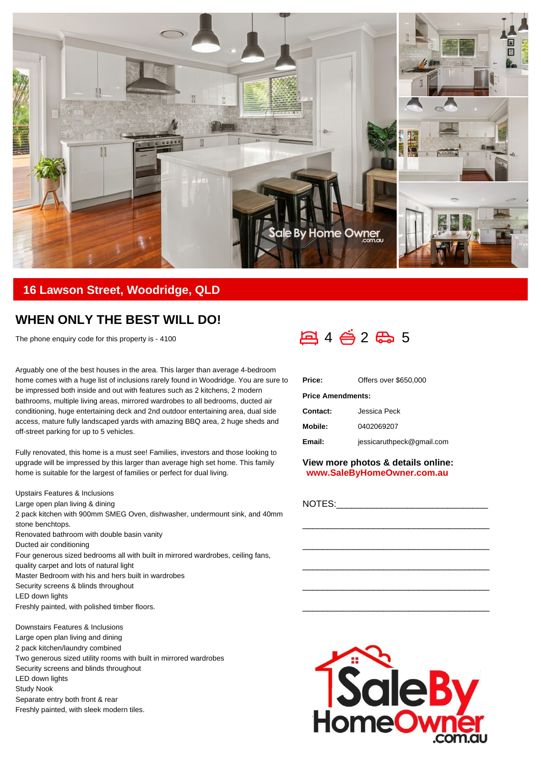## 16 Lawson Street, Woodridge, QLD

# WHEN ONLY THE BEST WILL DO!

The phone enquiry code for this property is - 4100

4 2 5

Arguably one of the best houses in the area. This larger than average 4-bedroom home comes with a huge list of inclusions rarely found in Woodridge. You are sure to be impressed both inside and out with features such as 2 kitchens, 2 modern bathrooms, multiple living areas, mirrored wardrobes to all bedrooms, ducted air conditioning, huge entertaining deck and 2nd outdoor entertaining area, dual side access, mature fully landscaped yards with amazing BBQ area, 2 huge sheds and off-street parking for up to 5 vehicles.

Fully renovated, this home is a must see! Families, investors and those looking to upgrade will be impressed by this larger than average high set home. This family home is suitable for the largest of families or perfect for dual living.

Upstairs Features & Inclusions
Large open plan living & dining
2 pack kitchen with 900mm SMEG Oven, dishwasher, undermount sink, and 40mm stone benchtops.
Renovated bathroom with double basin vanity
Ducted air conditioning
Four generous sized bedrooms all with built in mirrored wardrobes, ceiling fans, quality carpet and lots of natural light
Master Bedroom with his and hers built in wardrobes
Security screens & blinds throughout
LED down lights
Freshly painted, with polished timber floors.

Downstairs Features & Inclusions
Large open plan living and dining
2 pack kitchen/laundry combined
Two generous sized utility rooms with built in mirrored wardrobes
Security screens and blinds throughout
LED down lights
Study Nook
Separate entry both front & rear
Freshly painted, with sleek modern tiles.

| | |
|---|---|
| **Price:** | Offers over $650,000 |
| **Price Amendments:** | |
| **Contact:** | Jessica Peck |
| **Mobile:** | 0402069207 |
| **Email:** | jessicaruthpeck@gmail.com |

**View more photos & details online:**
**www.SaleByHomeOwner.com.au**

NOTES:______________________________

_____________________________________

_____________________________________

_____________________________________

_____________________________________

_____________________________________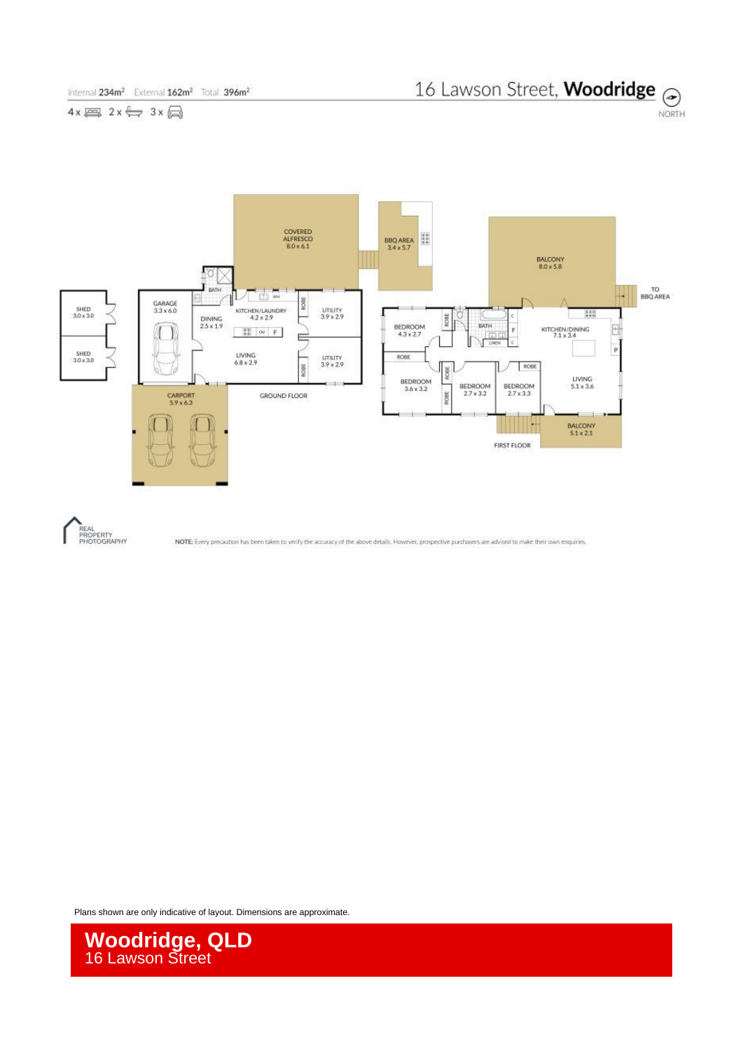Internal 234m² External 162m² Total 396m²

4 x 2 x 3 x

# 16 Lawson Street, **Woodridge**

NORTH

COVERED ALFRESCO
8.0 x 6.1

BBQ AREA
3.4 x 5.7

BALCONY
8.0 x 5.8

TO BBQ AREA

SHED
3.0 x 3.0

SHED
3.0 x 3.0

GARAGE
3.3 x 6.0

BATH

DINING
2.5 x 1.9

KITCHEN/LAUNDRY
4.2 x 2.9

WM

OV F

ROBE

UTILITY
3.9 x 2.9

LIVING
6.8 x 2.9

ROBE

UTILITY
3.9 x 2.9

CARPORT
5.9 x 6.3

GROUND FLOOR

BEDROOM
4.3 x 2.7

ROBE

BATH

C

F

LINEN

C

KITCHEN/DINING
7.1 x 3.4

P

ROBE

BEDROOM
3.6 x 3.2

ROBE

ROBE

BEDROOM
2.7 x 3.2

ROBE

BEDROOM
2.7 x 3.3

LIVING
5.1 x 3.6

BALCONY
5.1 x 2.1

FIRST FLOOR

REAL PROPERTY PHOTOGRAPHY

NOTE: Every precaution has been taken to verify the accuracy of the above details. However, prospective purchasers are advised to make their own enquiries.

Plans shown are only indicative of layout. Dimensions are approximate.

**Woodridge, QLD**
16 Lawson Street